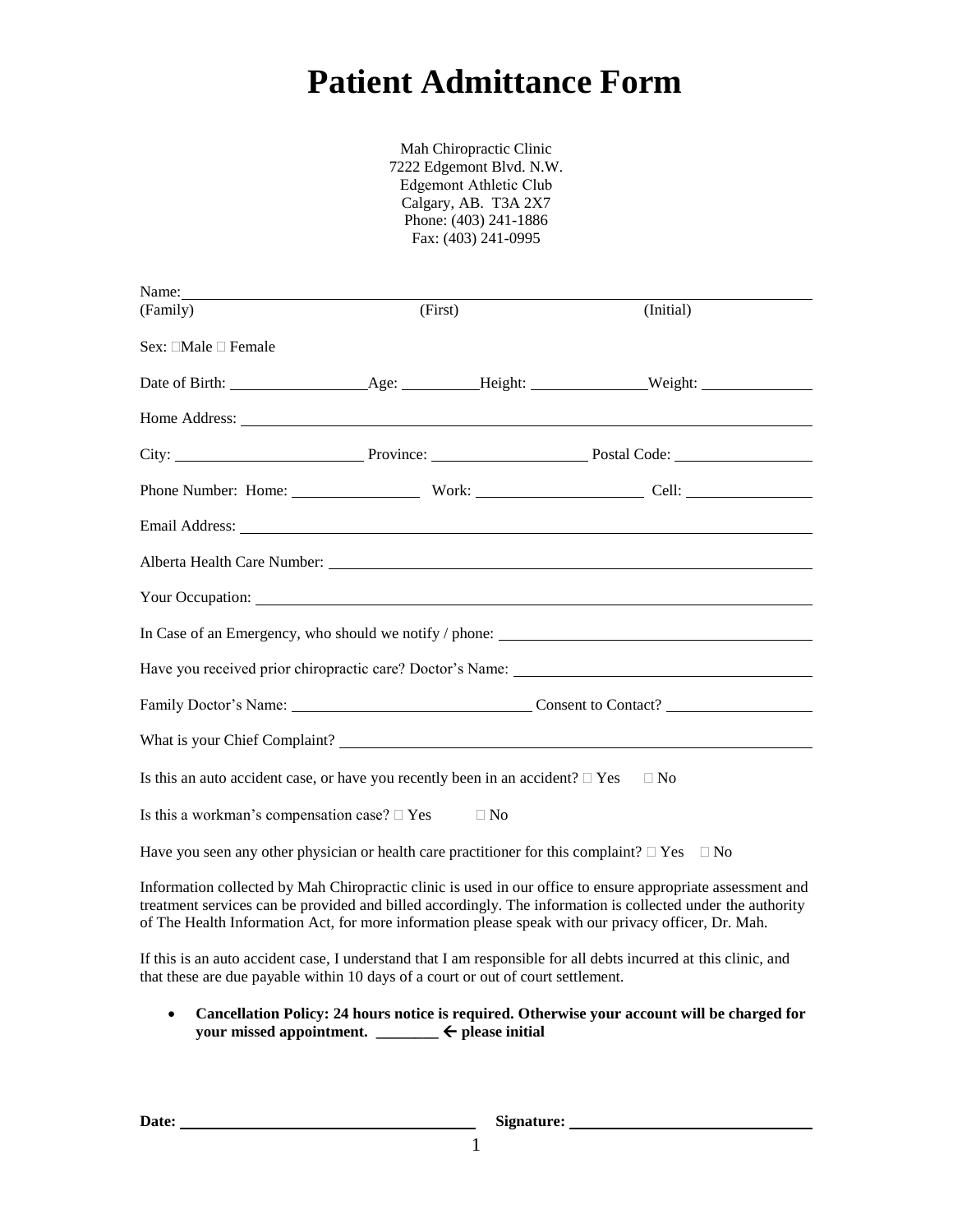# Patient Admittance Form

Mah Chiropractic Clinic
7222 Edgemont Blvd. N.W.
Edgemont Athletic Club
Calgary, AB. T3A 2X7
Phone: (403) 241-1886
Fax: (403) 241-0995

Name: ______________________________________________

(Family) (First) (Initial)

Sex: ☐ Male ☐ Female

Date of Birth: ______________ Age: ________ Height: ____________ Weight: ____________

Home Address: ______________________________________________

City: ____________________ Province: ________________ Postal Code: ______________

Phone Number: Home: ______________ Work: __________________ Cell: ______________

Email Address: ______________________________________________

Alberta Health Care Number: ______________________________________________

Your Occupation: ______________________________________________

In Case of an Emergency, who should we notify / phone: ______________________________

Have you received prior chiropractic care? Doctor's Name: ______________________________

Family Doctor's Name: __________________________ Consent to Contact? ______________

What is your Chief Complaint? ______________________________________________

Is this an auto accident case, or have you recently been in an accident? ☐ Yes ☐ No

Is this a workman's compensation case? ☐ Yes ☐ No

Have you seen any other physician or health care practitioner for this complaint? ☐ Yes ☐ No

Information collected by Mah Chiropractic clinic is used in our office to ensure appropriate assessment and treatment services can be provided and billed accordingly. The information is collected under the authority of The Health Information Act, for more information please speak with our privacy officer, Dr. Mah.

If this is an auto accident case, I understand that I am responsible for all debts incurred at this clinic, and that these are due payable within 10 days of a court or out of court settlement.

- **Cancellation Policy: 24 hours notice is required. Otherwise your account will be charged for your missed appointment. ________ ← please initial**

**Date:** ______________________________ **Signature:** ______________________________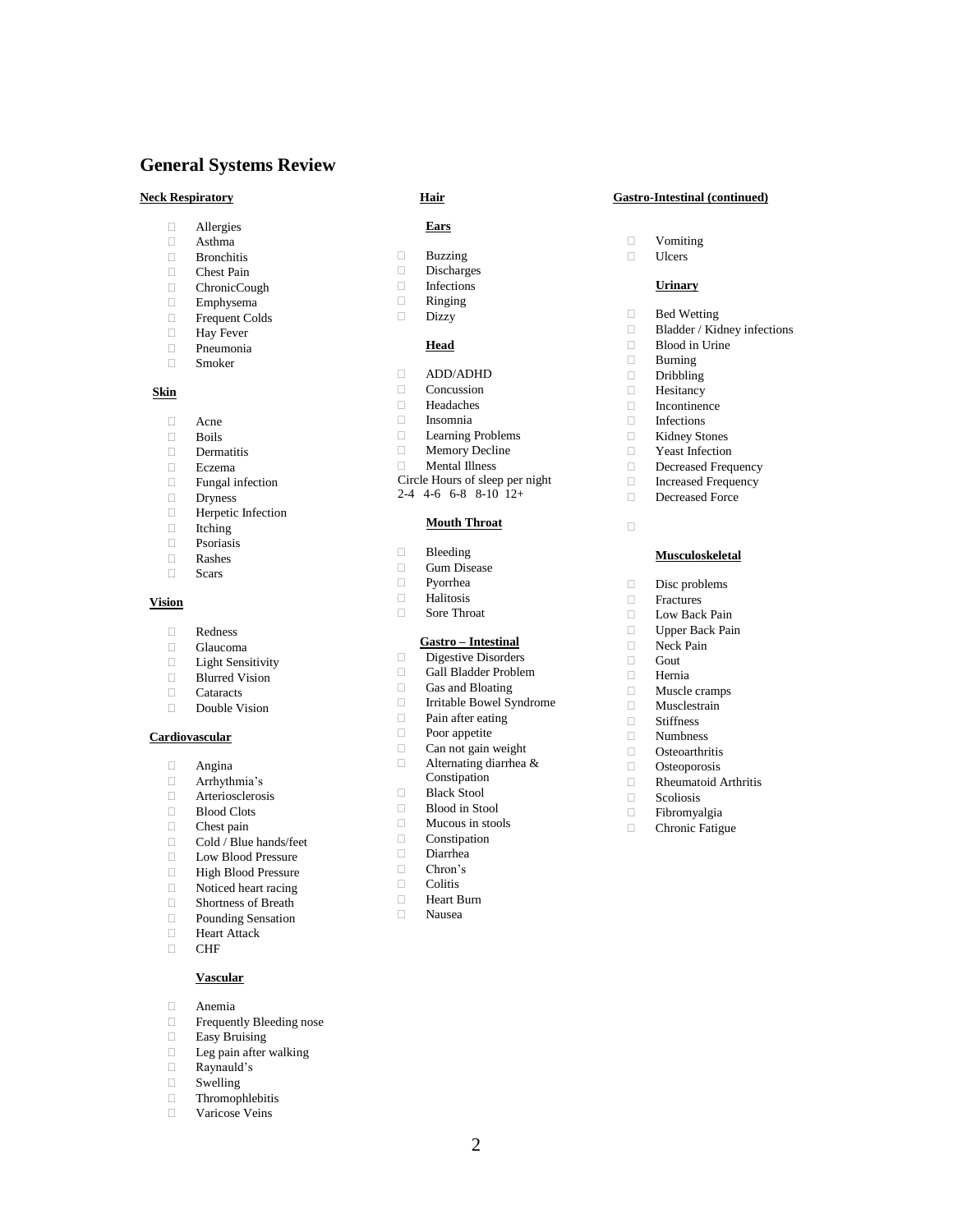## General Systems Review

**Neck Respiratory**

- Allergies
- Asthma
- Bronchitis
- Chest Pain
- ChronicCough
- Emphysema
- Frequent Colds
- Hay Fever
- Pneumonia
- Smoker

**Skin**

- Acne
- Boils
- Dermatitis
- Eczema
- Fungal infection
- Dryness
- Herpetic Infection
- Itching
- Psoriasis
- Rashes
- Scars

**Vision**

- Redness
- Glaucoma
- Light Sensitivity
- Blurred Vision
- Cataracts
- Double Vision

**Cardiovascular**

- Angina
- Arrhythmia's
- Arteriosclerosis
- Blood Clots
- Chest pain
- Cold / Blue hands/feet
- Low Blood Pressure
- High Blood Pressure
- Noticed heart racing
- Shortness of Breath
- Pounding Sensation
- Heart Attack
- CHF

**Vascular**

- Anemia
- Frequently Bleeding nose
- Easy Bruising
- Leg pain after walking
- Raynauld's
- Swelling
- Thromophlebitis
- Varicose Veins

**Hair**

**Ears**

- Buzzing
- Discharges
- Infections
- Ringing
- Dizzy

**Head**

- ADD/ADHD
- Concussion
- Headaches
- Insomnia
- Learning Problems
- Memory Decline
- Mental Illness

Circle Hours of sleep per night
2-4 4-6 6-8 8-10 12+

**Mouth Throat**

- Bleeding
- Gum Disease
- Pyorrhea
- Halitosis
- Sore Throat

**Gastro – Intestinal**

- Digestive Disorders
- Gall Bladder Problem
- Gas and Bloating
- Irritable Bowel Syndrome
- Pain after eating
- Poor appetite
- Can not gain weight
- Alternating diarrhea & Constipation
- Black Stool
- Blood in Stool
- Mucous in stools
- Constipation
- Diarrhea
- Chron's
- Colitis
- Heart Burn
- Nausea

**Gastro-Intestinal (continued)**

- Vomiting
- Ulcers

**Urinary**

- Bed Wetting
- Bladder / Kidney infections
- Blood in Urine
- Burning
- Dribbling
- Hesitancy
- Incontinence
- Infections
- Kidney Stones
- Yeast Infection
- Decreased Frequency
- Increased Frequency
- Decreased Force

**Musculoskeletal**

- Disc problems
- Fractures
- Low Back Pain
- Upper Back Pain
- Neck Pain
- Gout
- Hernia
- Muscle cramps
- Musclestrain
- Stiffness
- Numbness
- Osteoarthritis
- Osteoporosis
- Rheumatoid Arthritis
- Scoliosis
- Fibromyalgia
- Chronic Fatigue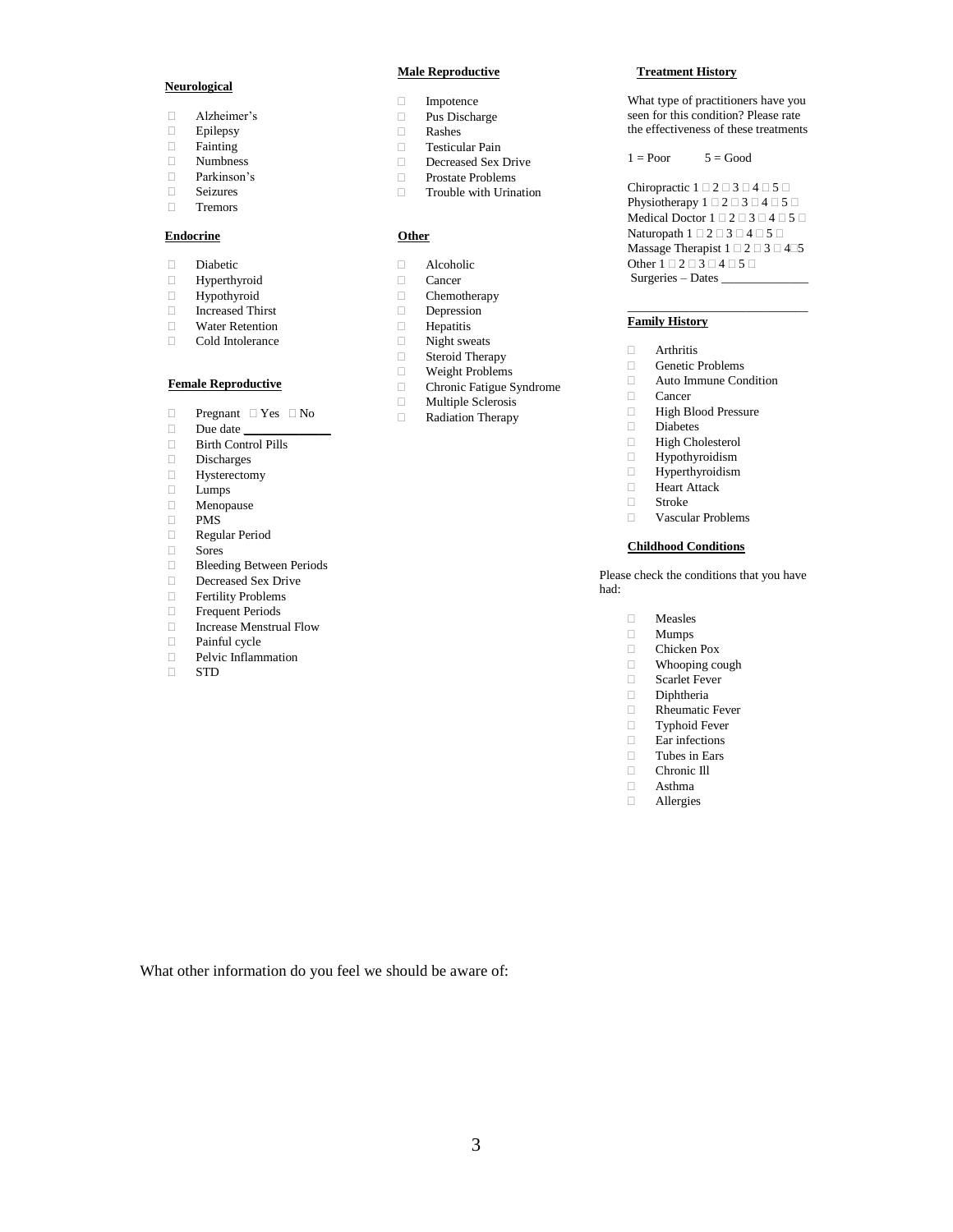**Neurological**

- ☐ Alzheimer's
- ☐ Epilepsy
- ☐ Fainting
- ☐ Numbness
- ☐ Parkinson's
- ☐ Seizures
- ☐ Tremors

**Endocrine**

- ☐ Diabetic
- ☐ Hyperthyroid
- ☐ Hypothyroid
- ☐ Increased Thirst
- ☐ Water Retention
- ☐ Cold Intolerance

**Female Reproductive**

- ☐ Pregnant ☐ Yes ☐ No
- ☐ Due date ______________
- ☐ Birth Control Pills
- ☐ Discharges
- ☐ Hysterectomy
- ☐ Lumps
- ☐ Menopause
- ☐ PMS
- ☐ Regular Period
- ☐ Sores
- ☐ Bleeding Between Periods
- ☐ Decreased Sex Drive
- ☐ Fertility Problems
- ☐ Frequent Periods
- ☐ Increase Menstrual Flow
- ☐ Painful cycle
- ☐ Pelvic Inflammation
- ☐ STD

**Male Reproductive**

- ☐ Impotence
- ☐ Pus Discharge
- ☐ Rashes
- ☐ Testicular Pain
- ☐ Decreased Sex Drive
- ☐ Prostate Problems
- ☐ Trouble with Urination

**Other**

- ☐ Alcoholic
- ☐ Cancer
- ☐ Chemotherapy
- ☐ Depression
- ☐ Hepatitis
- ☐ Night sweats
- ☐ Steroid Therapy
- ☐ Weight Problems
- ☐ Chronic Fatigue Syndrome
- ☐ Multiple Sclerosis
- ☐ Radiation Therapy

**Treatment History**

What type of practitioners have you seen for this condition? Please rate the effectiveness of these treatments

1 = Poor 5 = Good

Chiropractic 1 ☐ 2 ☐ 3 ☐ 4 ☐ 5 ☐
Physiotherapy 1 ☐ 2 ☐ 3 ☐ 4 ☐ 5 ☐
Medical Doctor 1 ☐ 2 ☐ 3 ☐ 4 ☐ 5 ☐
Naturopath 1 ☐ 2 ☐ 3 ☐ 4 ☐ 5 ☐
Massage Therapist 1 ☐ 2 ☐ 3 ☐ 4☐5
Other 1 ☐ 2 ☐ 3 ☐ 4 ☐ 5 ☐
Surgeries – Dates ______________

______________________________

**Family History**

- ☐ Arthritis
- ☐ Genetic Problems
- ☐ Auto Immune Condition
- ☐ Cancer
- ☐ High Blood Pressure
- ☐ Diabetes
- ☐ High Cholesterol
- ☐ Hypothyroidism
- ☐ Hyperthyroidism
- ☐ Heart Attack
- ☐ Stroke
- ☐ Vascular Problems

**Childhood Conditions**

Please check the conditions that you have had:

- ☐ Measles
- ☐ Mumps
- ☐ Chicken Pox
- ☐ Whooping cough
- ☐ Scarlet Fever
- ☐ Diphtheria
- ☐ Rheumatic Fever
- ☐ Typhoid Fever
- ☐ Ear infections
- ☐ Tubes in Ears
- ☐ Chronic Ill
- ☐ Asthma
- ☐ Allergies

What other information do you feel we should be aware of: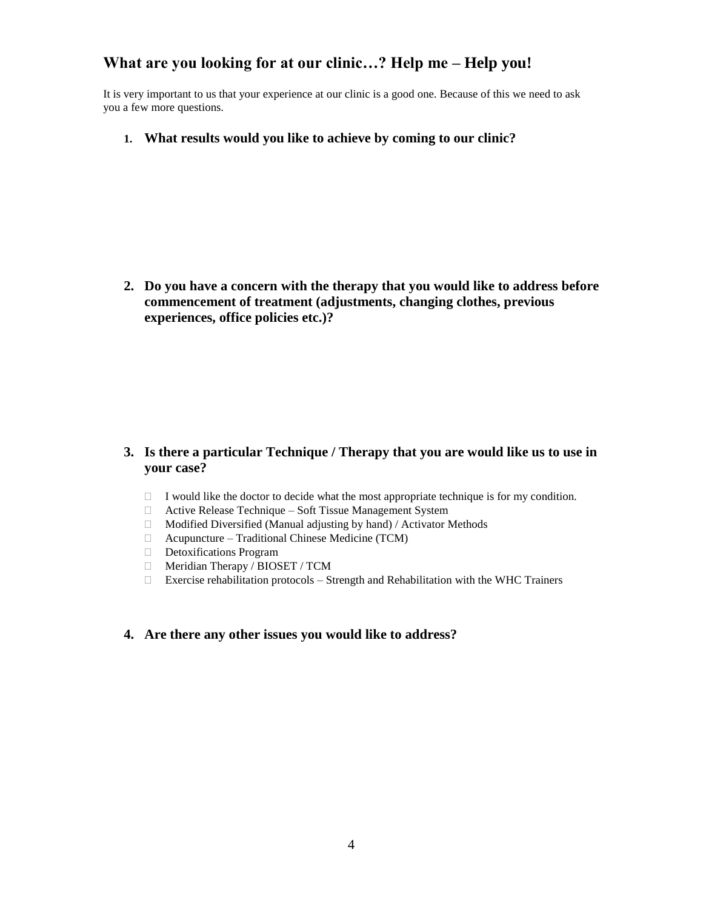## What are you looking for at our clinic…? Help me – Help you!

It is very important to us that your experience at our clinic is a good one. Because of this we need to ask you a few more questions.

1. **What results would you like to achieve by coming to our clinic?**

2. **Do you have a concern with the therapy that you would like to address before commencement of treatment (adjustments, changing clothes, previous experiences, office policies etc.)?**

3. **Is there a particular Technique / Therapy that you are would like us to use in your case?**

   - ☐ I would like the doctor to decide what the most appropriate technique is for my condition.
   - ☐ Active Release Technique – Soft Tissue Management System
   - ☐ Modified Diversified (Manual adjusting by hand) / Activator Methods
   - ☐ Acupuncture – Traditional Chinese Medicine (TCM)
   - ☐ Detoxifications Program
   - ☐ Meridian Therapy / BIOSET / TCM
   - ☐ Exercise rehabilitation protocols – Strength and Rehabilitation with the WHC Trainers

4. **Are there any other issues you would like to address?**